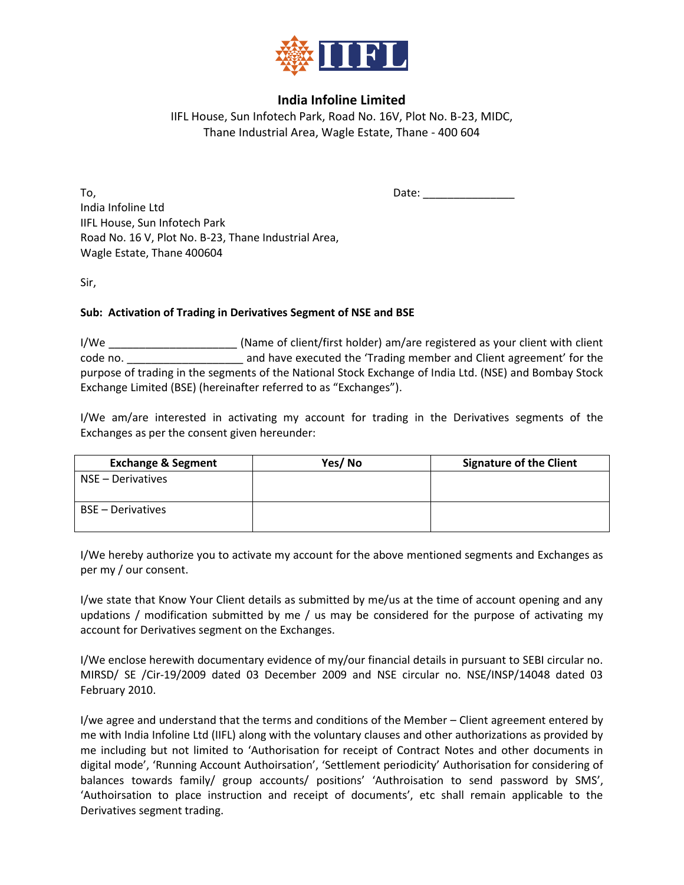# India Infoline Limited

IIFL House, Sun Infotech Park, Road No. 16V, Plot No. B-23, MIDC,
Thane Industrial Area, Wagle Estate, Thane - 400 604

To,
India Infoline Ltd
IIFL House, Sun Infotech Park
Road No. 16 V, Plot No. B-23, Thane Industrial Area,
Wagle Estate, Thane 400604

Date: _______________

Sir,

**Sub: Activation of Trading in Derivatives Segment of NSE and BSE**

I/We _____________________ (Name of client/first holder) am/are registered as your client with client code no. ___________________ and have executed the 'Trading member and Client agreement' for the purpose of trading in the segments of the National Stock Exchange of India Ltd. (NSE) and Bombay Stock Exchange Limited (BSE) (hereinafter referred to as "Exchanges").

I/We am/are interested in activating my account for trading in the Derivatives segments of the Exchanges as per the consent given hereunder:

| Exchange & Segment | Yes/ No | Signature of the Client |
|---|---|---|
| NSE – Derivatives | | |
| BSE – Derivatives | | |

I/We hereby authorize you to activate my account for the above mentioned segments and Exchanges as per my / our consent.

I/we state that Know Your Client details as submitted by me/us at the time of account opening and any updations / modification submitted by me / us may be considered for the purpose of activating my account for Derivatives segment on the Exchanges.

I/We enclose herewith documentary evidence of my/our financial details in pursuant to SEBI circular no. MIRSD/ SE /Cir-19/2009 dated 03 December 2009 and NSE circular no. NSE/INSP/14048 dated 03 February 2010.

I/we agree and understand that the terms and conditions of the Member – Client agreement entered by me with India Infoline Ltd (IIFL) along with the voluntary clauses and other authorizations as provided by me including but not limited to 'Authorisation for receipt of Contract Notes and other documents in digital mode', 'Running Account Authoirsation', 'Settlement periodicity' Authorisation for considering of balances towards family/ group accounts/ positions' 'Authroisation to send password by SMS', 'Authoirsation to place instruction and receipt of documents', etc shall remain applicable to the Derivatives segment trading.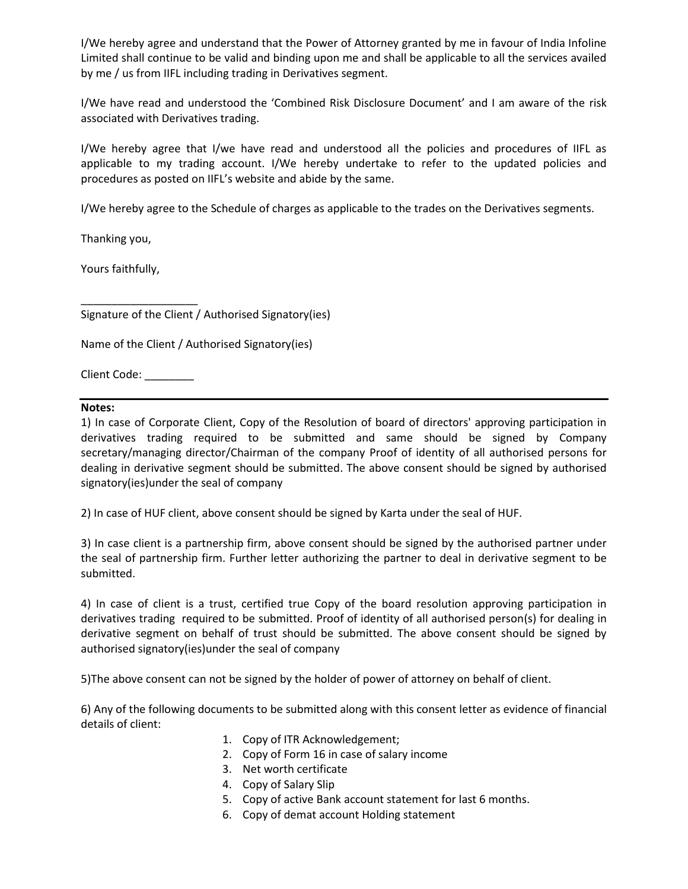I/We hereby agree and understand that the Power of Attorney granted by me in favour of India Infoline Limited shall continue to be valid and binding upon me and shall be applicable to all the services availed by me / us from IIFL including trading in Derivatives segment.

I/We have read and understood the 'Combined Risk Disclosure Document' and I am aware of the risk associated with Derivatives trading.

I/We hereby agree that I/we have read and understood all the policies and procedures of IIFL as applicable to my trading account. I/We hereby undertake to refer to the updated policies and procedures as posted on IIFL's website and abide by the same.

I/We hereby agree to the Schedule of charges as applicable to the trades on the Derivatives segments.

Thanking you,

Yours faithfully,

___________________

Signature of the Client / Authorised Signatory(ies)

Name of the Client / Authorised Signatory(ies)

Client Code: ________

---

**Notes:**

1) In case of Corporate Client, Copy of the Resolution of board of directors' approving participation in derivatives trading required to be submitted and same should be signed by Company secretary/managing director/Chairman of the company Proof of identity of all authorised persons for dealing in derivative segment should be submitted. The above consent should be signed by authorised signatory(ies)under the seal of company

2) In case of HUF client, above consent should be signed by Karta under the seal of HUF.

3) In case client is a partnership firm, above consent should be signed by the authorised partner under the seal of partnership firm. Further letter authorizing the partner to deal in derivative segment to be submitted.

4) In case of client is a trust, certified true Copy of the board resolution approving participation in derivatives trading required to be submitted. Proof of identity of all authorised person(s) for dealing in derivative segment on behalf of trust should be submitted. The above consent should be signed by authorised signatory(ies)under the seal of company

5)The above consent can not be signed by the holder of power of attorney on behalf of client.

6) Any of the following documents to be submitted along with this consent letter as evidence of financial details of client:

1. Copy of ITR Acknowledgement;
2. Copy of Form 16 in case of salary income
3. Net worth certificate
4. Copy of Salary Slip
5. Copy of active Bank account statement for last 6 months.
6. Copy of demat account Holding statement